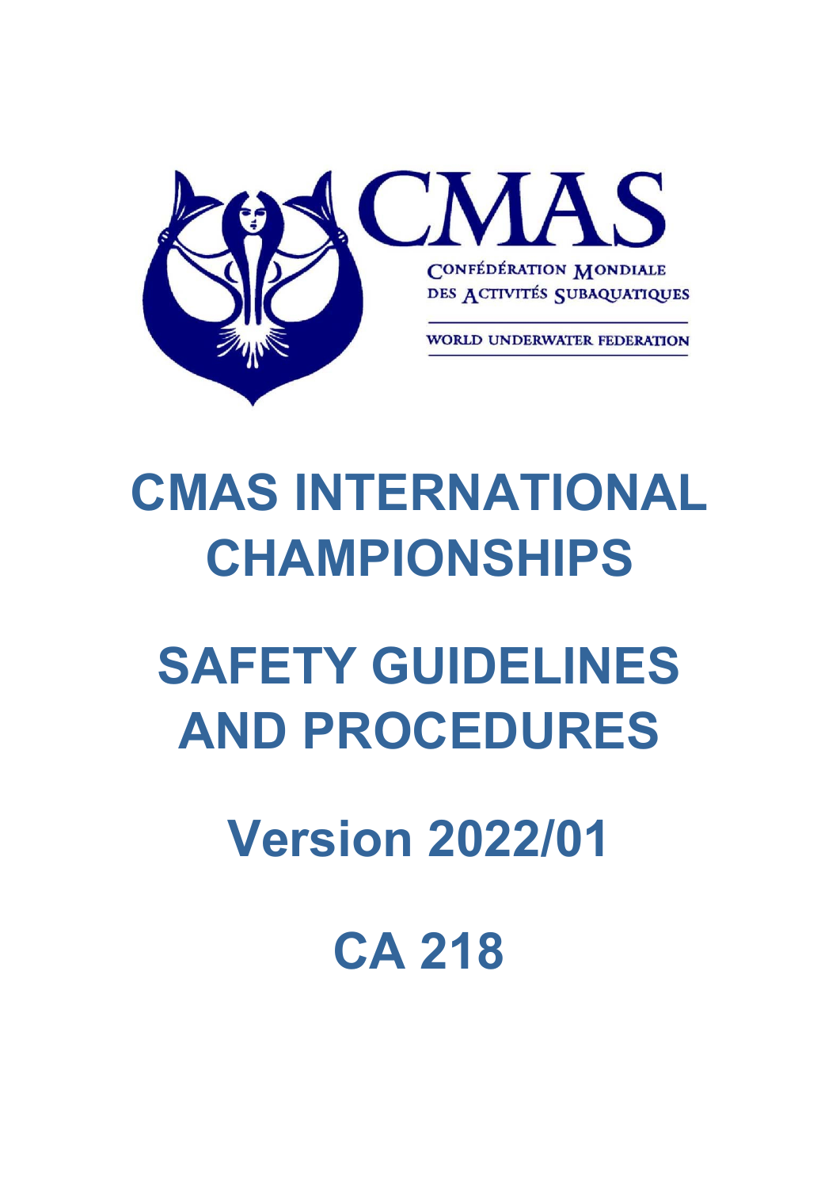CMAS

CONFÉDÉRATION MONDIALE DES ACTIVITÉS SUBAQUATIQUES

WORLD UNDERWATER FEDERATION

# CMAS INTERNATIONAL CHAMPIONSHIPS

# SAFETY GUIDELINES AND PROCEDURES

## Version 2022/01

## CA 218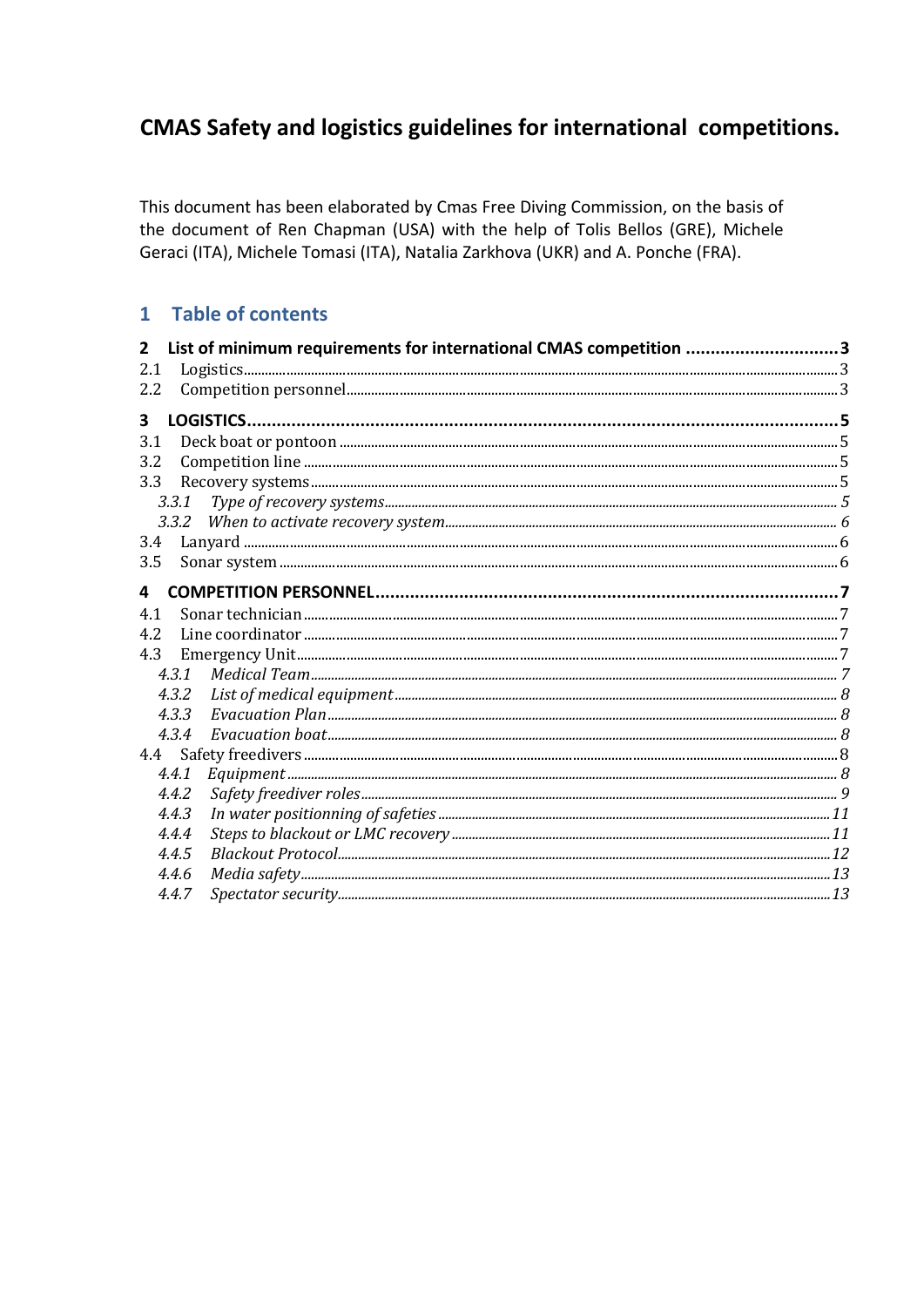# CMAS Safety and logistics guidelines for international competitions.

This document has been elaborated by Cmas Free Diving Commission, on the basis of the document of Ren Chapman (USA) with the help of Tolis Bellos (GRE), Michele Geraci (ITA), Michele Tomasi (ITA), Natalia Zarkhova (UKR) and A. Ponche (FRA).

## 1 Table of contents

**2 List of minimum requirements for international CMAS competition ... 3**
- 2.1 Logistics ... 3
- 2.2 Competition personnel ... 3

**3 LOGISTICS ... 5**
- 3.1 Deck boat or pontoon ... 5
- 3.2 Competition line ... 5
- 3.3 Recovery systems ... 5
  - *3.3.1 Type of recovery systems ... 5*
  - *3.3.2 When to activate recovery system ... 6*
- 3.4 Lanyard ... 6
- 3.5 Sonar system ... 6

**4 COMPETITION PERSONNEL ... 7**
- 4.1 Sonar technician ... 7
- 4.2 Line coordinator ... 7
- 4.3 Emergency Unit ... 7
  - *4.3.1 Medical Team ... 7*
  - *4.3.2 List of medical equipment ... 8*
  - *4.3.3 Evacuation Plan ... 8*
  - *4.3.4 Evacuation boat ... 8*
- 4.4 Safety freedivers ... 8
  - *4.4.1 Equipment ... 8*
  - *4.4.2 Safety freediver roles ... 9*
  - *4.4.3 In water positionning of safeties ... 11*
  - *4.4.4 Steps to blackout or LMC recovery ... 11*
  - *4.4.5 Blackout Protocol ... 12*
  - *4.4.6 Media safety ... 13*
  - *4.4.7 Spectator security ... 13*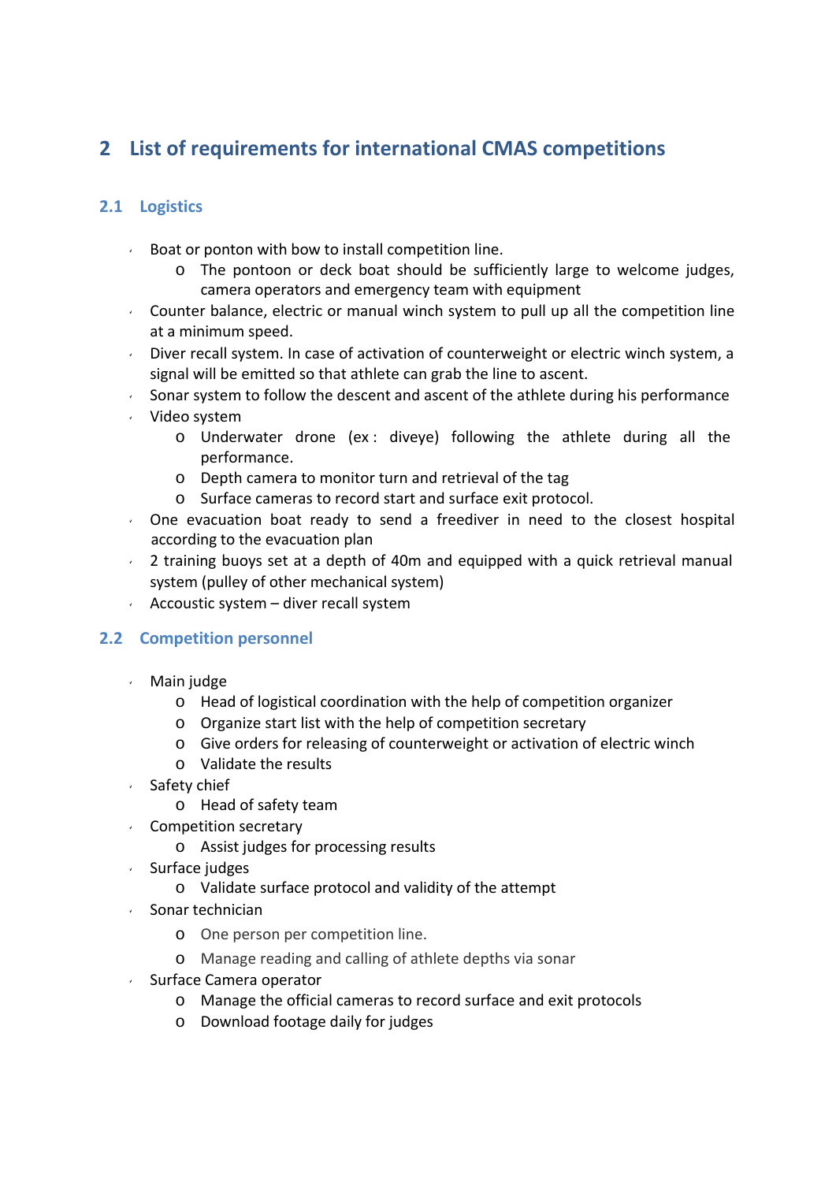## 2 List of requirements for international CMAS competitions

### 2.1 Logistics

- Boat or ponton with bow to install competition line.
  - The pontoon or deck boat should be sufficiently large to welcome judges, camera operators and emergency team with equipment
- Counter balance, electric or manual winch system to pull up all the competition line at a minimum speed.
- Diver recall system. In case of activation of counterweight or electric winch system, a signal will be emitted so that athlete can grab the line to ascent.
- Sonar system to follow the descent and ascent of the athlete during his performance
- Video system
  - Underwater drone (ex : diveye) following the athlete during all the performance.
  - Depth camera to monitor turn and retrieval of the tag
  - Surface cameras to record start and surface exit protocol.
- One evacuation boat ready to send a freediver in need to the closest hospital according to the evacuation plan
- 2 training buoys set at a depth of 40m and equipped with a quick retrieval manual system (pulley of other mechanical system)
- Accoustic system – diver recall system

### 2.2 Competition personnel

- Main judge
  - Head of logistical coordination with the help of competition organizer
  - Organize start list with the help of competition secretary
  - Give orders for releasing of counterweight or activation of electric winch
  - Validate the results
- Safety chief
  - Head of safety team
- Competition secretary
  - Assist judges for processing results
- Surface judges
  - Validate surface protocol and validity of the attempt
- Sonar technician
  - One person per competition line.
  - Manage reading and calling of athlete depths via sonar
- Surface Camera operator
  - Manage the official cameras to record surface and exit protocols
  - Download footage daily for judges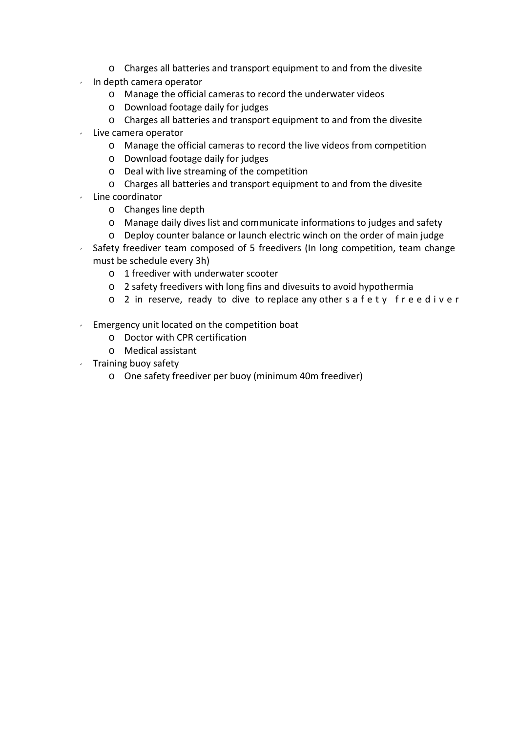- Charges all batteries and transport equipment to and from the divesite
- In depth camera operator
  - Manage the official cameras to record the underwater videos
  - Download footage daily for judges
  - Charges all batteries and transport equipment to and from the divesite
- Live camera operator
  - Manage the official cameras to record the live videos from competition
  - Download footage daily for judges
  - Deal with live streaming of the competition
  - Charges all batteries and transport equipment to and from the divesite
- Line coordinator
  - Changes line depth
  - Manage daily dives list and communicate informations to judges and safety
  - Deploy counter balance or launch electric winch on the order of main judge
- Safety freediver team composed of 5 freedivers (In long competition, team change must be schedule every 3h)
  - 1 freediver with underwater scooter
  - 2 safety freedivers with long fins and divesuits to avoid hypothermia
  - 2 in reserve, ready to dive to replace any other safety freediver
- Emergency unit located on the competition boat
  - Doctor with CPR certification
  - Medical assistant
- Training buoy safety
  - One safety freediver per buoy (minimum 40m freediver)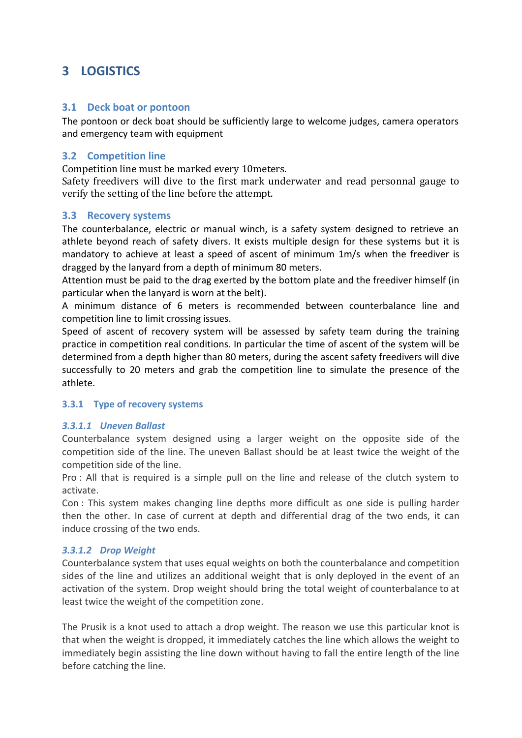# 3 LOGISTICS

## 3.1 Deck boat or pontoon

The pontoon or deck boat should be sufficiently large to welcome judges, camera operators and emergency team with equipment

## 3.2 Competition line

Competition line must be marked every 10meters.
Safety freedivers will dive to the first mark underwater and read personnal gauge to verify the setting of the line before the attempt.

## 3.3 Recovery systems

The counterbalance, electric or manual winch, is a safety system designed to retrieve an athlete beyond reach of safety divers. It exists multiple design for these systems but it is mandatory to achieve at least a speed of ascent of minimum 1m/s when the freediver is dragged by the lanyard from a depth of minimum 80 meters.
Attention must be paid to the drag exerted by the bottom plate and the freediver himself (in particular when the lanyard is worn at the belt).
A minimum distance of 6 meters is recommended between counterbalance line and competition line to limit crossing issues.
Speed of ascent of recovery system will be assessed by safety team during the training practice in competition real conditions. In particular the time of ascent of the system will be determined from a depth higher than 80 meters, during the ascent safety freedivers will dive successfully to 20 meters and grab the competition line to simulate the presence of the athlete.

### 3.3.1 Type of recovery systems

#### *3.3.1.1 Uneven Ballast*

Counterbalance system designed using a larger weight on the opposite side of the competition side of the line. The uneven Ballast should be at least twice the weight of the competition side of the line.
Pro : All that is required is a simple pull on the line and release of the clutch system to activate.
Con : This system makes changing line depths more difficult as one side is pulling harder then the other. In case of current at depth and differential drag of the two ends, it can induce crossing of the two ends.

#### *3.3.1.2 Drop Weight*

Counterbalance system that uses equal weights on both the counterbalance and competition sides of the line and utilizes an additional weight that is only deployed in the event of an activation of the system. Drop weight should bring the total weight of counterbalance to at least twice the weight of the competition zone.

The Prusik is a knot used to attach a drop weight. The reason we use this particular knot is that when the weight is dropped, it immediately catches the line which allows the weight to immediately begin assisting the line down without having to fall the entire length of the line before catching the line.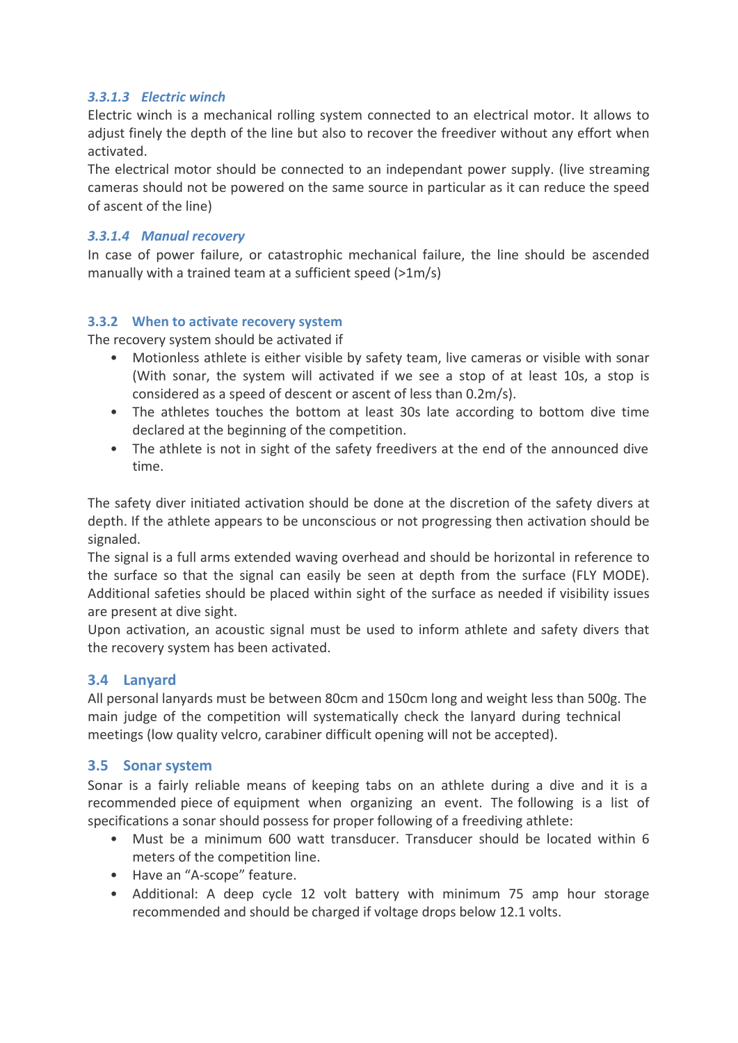#### *3.3.1.3 Electric winch*

Electric winch is a mechanical rolling system connected to an electrical motor. It allows to adjust finely the depth of the line but also to recover the freediver without any effort when activated.

The electrical motor should be connected to an independant power supply. (live streaming cameras should not be powered on the same source in particular as it can reduce the speed of ascent of the line)

#### *3.3.1.4 Manual recovery*

In case of power failure, or catastrophic mechanical failure, the line should be ascended manually with a trained team at a sufficient speed (>1m/s)

### 3.3.2 When to activate recovery system

The recovery system should be activated if

- Motionless athlete is either visible by safety team, live cameras or visible with sonar (With sonar, the system will activated if we see a stop of at least 10s, a stop is considered as a speed of descent or ascent of less than 0.2m/s).
- The athletes touches the bottom at least 30s late according to bottom dive time declared at the beginning of the competition.
- The athlete is not in sight of the safety freedivers at the end of the announced dive time.

The safety diver initiated activation should be done at the discretion of the safety divers at depth. If the athlete appears to be unconscious or not progressing then activation should be signaled.

The signal is a full arms extended waving overhead and should be horizontal in reference to the surface so that the signal can easily be seen at depth from the surface (FLY MODE). Additional safeties should be placed within sight of the surface as needed if visibility issues are present at dive sight.

Upon activation, an acoustic signal must be used to inform athlete and safety divers that the recovery system has been activated.

## 3.4 Lanyard

All personal lanyards must be between 80cm and 150cm long and weight less than 500g. The main judge of the competition will systematically check the lanyard during technical meetings (low quality velcro, carabiner difficult opening will not be accepted).

## 3.5 Sonar system

Sonar is a fairly reliable means of keeping tabs on an athlete during a dive and it is a recommended piece of equipment when organizing an event. The following is a list of specifications a sonar should possess for proper following of a freediving athlete:

- Must be a minimum 600 watt transducer. Transducer should be located within 6 meters of the competition line.
- Have an “A-scope” feature.
- Additional: A deep cycle 12 volt battery with minimum 75 amp hour storage recommended and should be charged if voltage drops below 12.1 volts.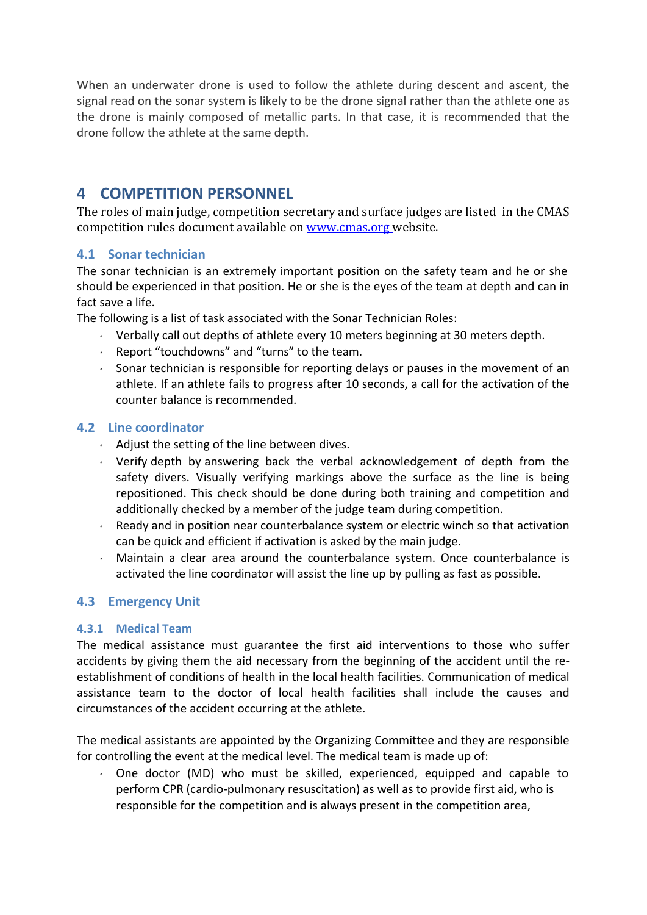When an underwater drone is used to follow the athlete during descent and ascent, the signal read on the sonar system is likely to be the drone signal rather than the athlete one as the drone is mainly composed of metallic parts. In that case, it is recommended that the drone follow the athlete at the same depth.

# 4 COMPETITION PERSONNEL

The roles of main judge, competition secretary and surface judges are listed in the CMAS competition rules document available on [www.cmas.org](http://www.cmas.org) website.

## 4.1 Sonar technician

The sonar technician is an extremely important position on the safety team and he or she should be experienced in that position. He or she is the eyes of the team at depth and can in fact save a life.

The following is a list of task associated with the Sonar Technician Roles:

- Verbally call out depths of athlete every 10 meters beginning at 30 meters depth.
- Report "touchdowns" and "turns" to the team.
- Sonar technician is responsible for reporting delays or pauses in the movement of an athlete. If an athlete fails to progress after 10 seconds, a call for the activation of the counter balance is recommended.

## 4.2 Line coordinator

- Adjust the setting of the line between dives.
- Verify depth by answering back the verbal acknowledgement of depth from the safety divers. Visually verifying markings above the surface as the line is being repositioned. This check should be done during both training and competition and additionally checked by a member of the judge team during competition.
- Ready and in position near counterbalance system or electric winch so that activation can be quick and efficient if activation is asked by the main judge.
- Maintain a clear area around the counterbalance system. Once counterbalance is activated the line coordinator will assist the line up by pulling as fast as possible.

## 4.3 Emergency Unit

### 4.3.1 Medical Team

The medical assistance must guarantee the first aid interventions to those who suffer accidents by giving them the aid necessary from the beginning of the accident until the re-establishment of conditions of health in the local health facilities. Communication of medical assistance team to the doctor of local health facilities shall include the causes and circumstances of the accident occurring at the athlete.

The medical assistants are appointed by the Organizing Committee and they are responsible for controlling the event at the medical level. The medical team is made up of:

- One doctor (MD) who must be skilled, experienced, equipped and capable to perform CPR (cardio-pulmonary resuscitation) as well as to provide first aid, who is responsible for the competition and is always present in the competition area,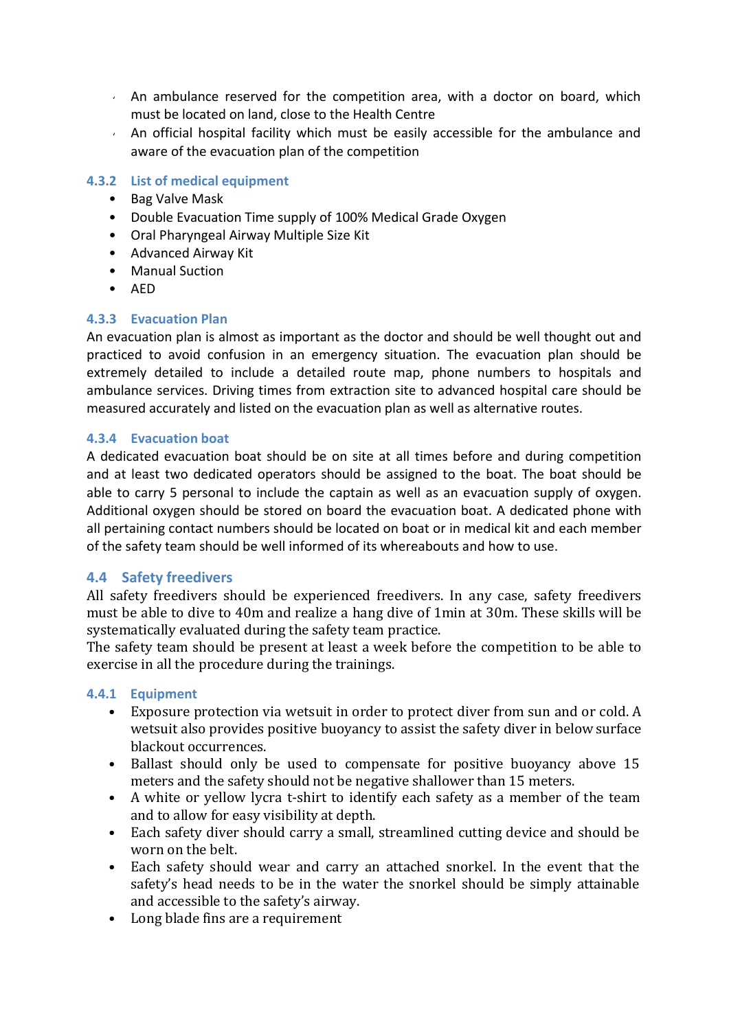- An ambulance reserved for the competition area, with a doctor on board, which must be located on land, close to the Health Centre
- An official hospital facility which must be easily accessible for the ambulance and aware of the evacuation plan of the competition

### 4.3.2 List of medical equipment

- Bag Valve Mask
- Double Evacuation Time supply of 100% Medical Grade Oxygen
- Oral Pharyngeal Airway Multiple Size Kit
- Advanced Airway Kit
- Manual Suction
- AED

### 4.3.3 Evacuation Plan

An evacuation plan is almost as important as the doctor and should be well thought out and practiced to avoid confusion in an emergency situation. The evacuation plan should be extremely detailed to include a detailed route map, phone numbers to hospitals and ambulance services. Driving times from extraction site to advanced hospital care should be measured accurately and listed on the evacuation plan as well as alternative routes.

### 4.3.4 Evacuation boat

A dedicated evacuation boat should be on site at all times before and during competition and at least two dedicated operators should be assigned to the boat. The boat should be able to carry 5 personal to include the captain as well as an evacuation supply of oxygen. Additional oxygen should be stored on board the evacuation boat. A dedicated phone with all pertaining contact numbers should be located on boat or in medical kit and each member of the safety team should be well informed of its whereabouts and how to use.

## 4.4 Safety freedivers

All safety freedivers should be experienced freedivers. In any case, safety freedivers must be able to dive to 40m and realize a hang dive of 1min at 30m. These skills will be systematically evaluated during the safety team practice.
The safety team should be present at least a week before the competition to be able to exercise in all the procedure during the trainings.

### 4.4.1 Equipment

- Exposure protection via wetsuit in order to protect diver from sun and or cold. A wetsuit also provides positive buoyancy to assist the safety diver in below surface blackout occurrences.
- Ballast should only be used to compensate for positive buoyancy above 15 meters and the safety should not be negative shallower than 15 meters.
- A white or yellow lycra t-shirt to identify each safety as a member of the team and to allow for easy visibility at depth.
- Each safety diver should carry a small, streamlined cutting device and should be worn on the belt.
- Each safety should wear and carry an attached snorkel. In the event that the safety's head needs to be in the water the snorkel should be simply attainable and accessible to the safety's airway.
- Long blade fins are a requirement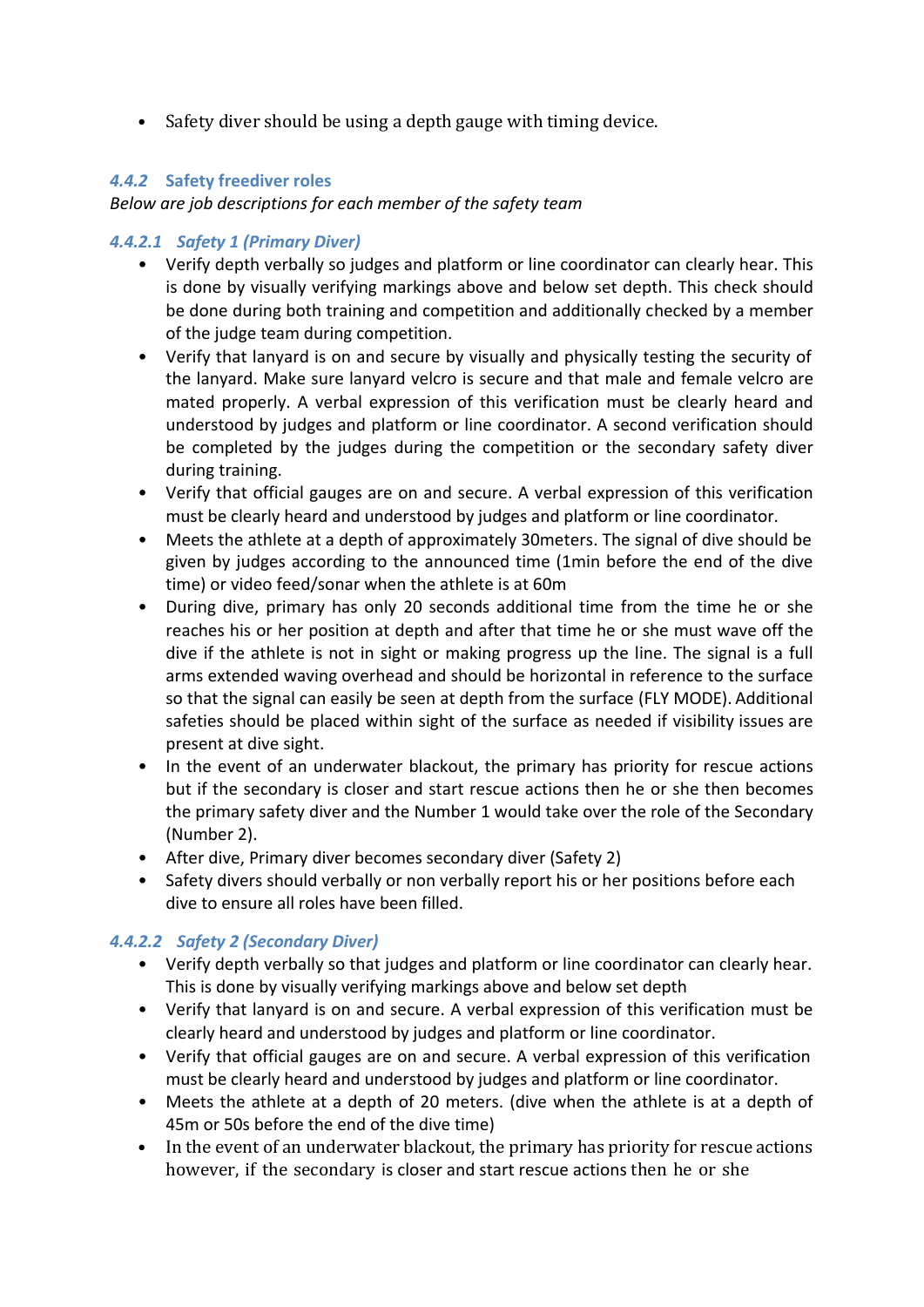- Safety diver should be using a depth gauge with timing device.

### *4.4.2 Safety freediver roles*

*Below are job descriptions for each member of the safety team*

#### *4.4.2.1 Safety 1 (Primary Diver)*

- Verify depth verbally so judges and platform or line coordinator can clearly hear. This is done by visually verifying markings above and below set depth. This check should be done during both training and competition and additionally checked by a member of the judge team during competition.
- Verify that lanyard is on and secure by visually and physically testing the security of the lanyard. Make sure lanyard velcro is secure and that male and female velcro are mated properly. A verbal expression of this verification must be clearly heard and understood by judges and platform or line coordinator. A second verification should be completed by the judges during the competition or the secondary safety diver during training.
- Verify that official gauges are on and secure. A verbal expression of this verification must be clearly heard and understood by judges and platform or line coordinator.
- Meets the athlete at a depth of approximately 30meters. The signal of dive should be given by judges according to the announced time (1min before the end of the dive time) or video feed/sonar when the athlete is at 60m
- During dive, primary has only 20 seconds additional time from the time he or she reaches his or her position at depth and after that time he or she must wave off the dive if the athlete is not in sight or making progress up the line. The signal is a full arms extended waving overhead and should be horizontal in reference to the surface so that the signal can easily be seen at depth from the surface (FLY MODE). Additional safeties should be placed within sight of the surface as needed if visibility issues are present at dive sight.
- In the event of an underwater blackout, the primary has priority for rescue actions but if the secondary is closer and start rescue actions then he or she then becomes the primary safety diver and the Number 1 would take over the role of the Secondary (Number 2).
- After dive, Primary diver becomes secondary diver (Safety 2)
- Safety divers should verbally or non verbally report his or her positions before each dive to ensure all roles have been filled.

#### *4.4.2.2 Safety 2 (Secondary Diver)*

- Verify depth verbally so that judges and platform or line coordinator can clearly hear. This is done by visually verifying markings above and below set depth
- Verify that lanyard is on and secure. A verbal expression of this verification must be clearly heard and understood by judges and platform or line coordinator.
- Verify that official gauges are on and secure. A verbal expression of this verification must be clearly heard and understood by judges and platform or line coordinator.
- Meets the athlete at a depth of 20 meters. (dive when the athlete is at a depth of 45m or 50s before the end of the dive time)
- In the event of an underwater blackout, the primary has priority for rescue actions however, if the secondary is closer and start rescue actions then he or she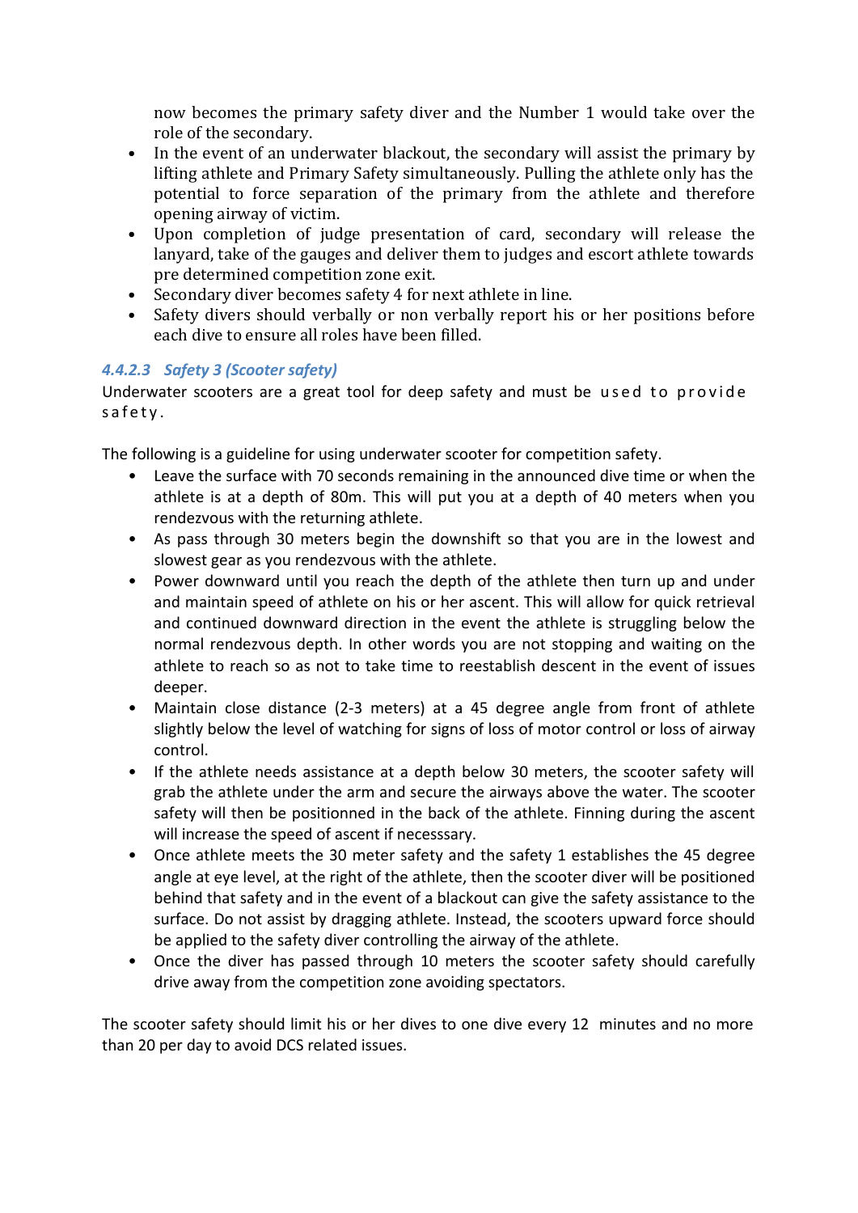now becomes the primary safety diver and the Number 1 would take over the role of the secondary.

- In the event of an underwater blackout, the secondary will assist the primary by lifting athlete and Primary Safety simultaneously. Pulling the athlete only has the potential to force separation of the primary from the athlete and therefore opening airway of victim.
- Upon completion of judge presentation of card, secondary will release the lanyard, take of the gauges and deliver them to judges and escort athlete towards pre determined competition zone exit.
- Secondary diver becomes safety 4 for next athlete in line.
- Safety divers should verbally or non verbally report his or her positions before each dive to ensure all roles have been filled.

#### *4.4.2.3 Safety 3 (Scooter safety)*

Underwater scooters are a great tool for deep safety and must be used to provide safety.

The following is a guideline for using underwater scooter for competition safety.

- Leave the surface with 70 seconds remaining in the announced dive time or when the athlete is at a depth of 80m. This will put you at a depth of 40 meters when you rendezvous with the returning athlete.
- As pass through 30 meters begin the downshift so that you are in the lowest and slowest gear as you rendezvous with the athlete.
- Power downward until you reach the depth of the athlete then turn up and under and maintain speed of athlete on his or her ascent. This will allow for quick retrieval and continued downward direction in the event the athlete is struggling below the normal rendezvous depth. In other words you are not stopping and waiting on the athlete to reach so as not to take time to reestablish descent in the event of issues deeper.
- Maintain close distance (2-3 meters) at a 45 degree angle from front of athlete slightly below the level of watching for signs of loss of motor control or loss of airway control.
- If the athlete needs assistance at a depth below 30 meters, the scooter safety will grab the athlete under the arm and secure the airways above the water. The scooter safety will then be positionned in the back of the athlete. Finning during the ascent will increase the speed of ascent if necesssary.
- Once athlete meets the 30 meter safety and the safety 1 establishes the 45 degree angle at eye level, at the right of the athlete, then the scooter diver will be positioned behind that safety and in the event of a blackout can give the safety assistance to the surface. Do not assist by dragging athlete. Instead, the scooters upward force should be applied to the safety diver controlling the airway of the athlete.
- Once the diver has passed through 10 meters the scooter safety should carefully drive away from the competition zone avoiding spectators.

The scooter safety should limit his or her dives to one dive every 12 minutes and no more than 20 per day to avoid DCS related issues.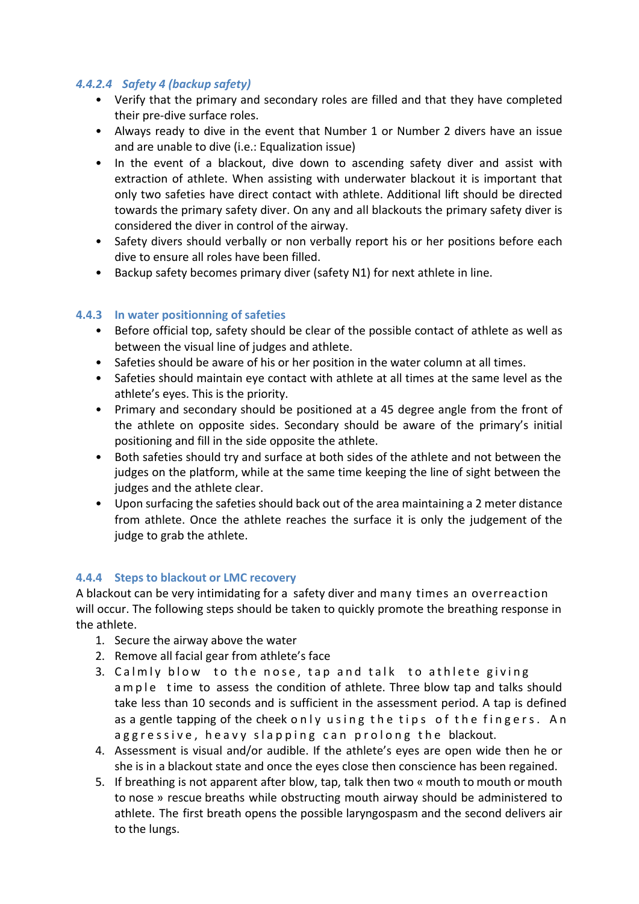#### 4.4.2.4 *Safety 4 (backup safety)*

- Verify that the primary and secondary roles are filled and that they have completed their pre-dive surface roles.
- Always ready to dive in the event that Number 1 or Number 2 divers have an issue and are unable to dive (i.e.: Equalization issue)
- In the event of a blackout, dive down to ascending safety diver and assist with extraction of athlete. When assisting with underwater blackout it is important that only two safeties have direct contact with athlete. Additional lift should be directed towards the primary safety diver. On any and all blackouts the primary safety diver is considered the diver in control of the airway.
- Safety divers should verbally or non verbally report his or her positions before each dive to ensure all roles have been filled.
- Backup safety becomes primary diver (safety N1) for next athlete in line.

### 4.4.3 In water positionning of safeties

- Before official top, safety should be clear of the possible contact of athlete as well as between the visual line of judges and athlete.
- Safeties should be aware of his or her position in the water column at all times.
- Safeties should maintain eye contact with athlete at all times at the same level as the athlete's eyes. This is the priority.
- Primary and secondary should be positioned at a 45 degree angle from the front of the athlete on opposite sides. Secondary should be aware of the primary's initial positioning and fill in the side opposite the athlete.
- Both safeties should try and surface at both sides of the athlete and not between the judges on the platform, while at the same time keeping the line of sight between the judges and the athlete clear.
- Upon surfacing the safeties should back out of the area maintaining a 2 meter distance from athlete. Once the athlete reaches the surface it is only the judgement of the judge to grab the athlete.

### 4.4.4 Steps to blackout or LMC recovery

A blackout can be very intimidating for a safety diver and many times an overreaction will occur. The following steps should be taken to quickly promote the breathing response in the athlete.

1. Secure the airway above the water
2. Remove all facial gear from athlete's face
3. Calmly blow to the nose, tap and talk to athlete giving ample time to assess the condition of athlete. Three blow tap and talks should take less than 10 seconds and is sufficient in the assessment period. A tap is defined as a gentle tapping of the cheek only using the tips of the fingers. An aggressive, heavy slapping can prolong the blackout.
4. Assessment is visual and/or audible. If the athlete's eyes are open wide then he or she is in a blackout state and once the eyes close then conscience has been regained.
5. If breathing is not apparent after blow, tap, talk then two « mouth to mouth or mouth to nose » rescue breaths while obstructing mouth airway should be administered to athlete. The first breath opens the possible laryngospasm and the second delivers air to the lungs.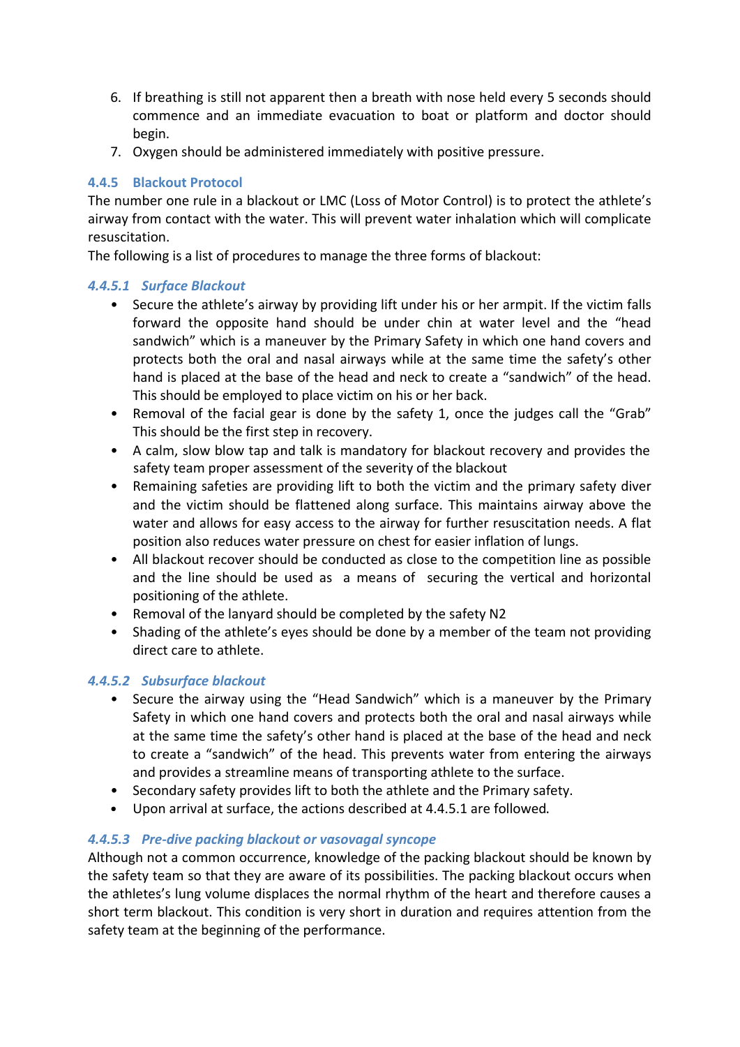6. If breathing is still not apparent then a breath with nose held every 5 seconds should commence and an immediate evacuation to boat or platform and doctor should begin.
7. Oxygen should be administered immediately with positive pressure.

### 4.4.5 Blackout Protocol

The number one rule in a blackout or LMC (Loss of Motor Control) is to protect the athlete's airway from contact with the water. This will prevent water inhalation which will complicate resuscitation.

The following is a list of procedures to manage the three forms of blackout:

#### *4.4.5.1 Surface Blackout*

- Secure the athlete's airway by providing lift under his or her armpit. If the victim falls forward the opposite hand should be under chin at water level and the "head sandwich" which is a maneuver by the Primary Safety in which one hand covers and protects both the oral and nasal airways while at the same time the safety's other hand is placed at the base of the head and neck to create a "sandwich" of the head. This should be employed to place victim on his or her back.
- Removal of the facial gear is done by the safety 1, once the judges call the "Grab" This should be the first step in recovery.
- A calm, slow blow tap and talk is mandatory for blackout recovery and provides the safety team proper assessment of the severity of the blackout
- Remaining safeties are providing lift to both the victim and the primary safety diver and the victim should be flattened along surface. This maintains airway above the water and allows for easy access to the airway for further resuscitation needs. A flat position also reduces water pressure on chest for easier inflation of lungs.
- All blackout recover should be conducted as close to the competition line as possible and the line should be used as a means of securing the vertical and horizontal positioning of the athlete.
- Removal of the lanyard should be completed by the safety N2
- Shading of the athlete's eyes should be done by a member of the team not providing direct care to athlete.

#### *4.4.5.2 Subsurface blackout*

- Secure the airway using the "Head Sandwich" which is a maneuver by the Primary Safety in which one hand covers and protects both the oral and nasal airways while at the same time the safety's other hand is placed at the base of the head and neck to create a "sandwich" of the head. This prevents water from entering the airways and provides a streamline means of transporting athlete to the surface.
- Secondary safety provides lift to both the athlete and the Primary safety.
- Upon arrival at surface, the actions described at 4.4.5.1 are followed.

#### *4.4.5.3 Pre-dive packing blackout or vasovagal syncope*

Although not a common occurrence, knowledge of the packing blackout should be known by the safety team so that they are aware of its possibilities. The packing blackout occurs when the athletes's lung volume displaces the normal rhythm of the heart and therefore causes a short term blackout. This condition is very short in duration and requires attention from the safety team at the beginning of the performance.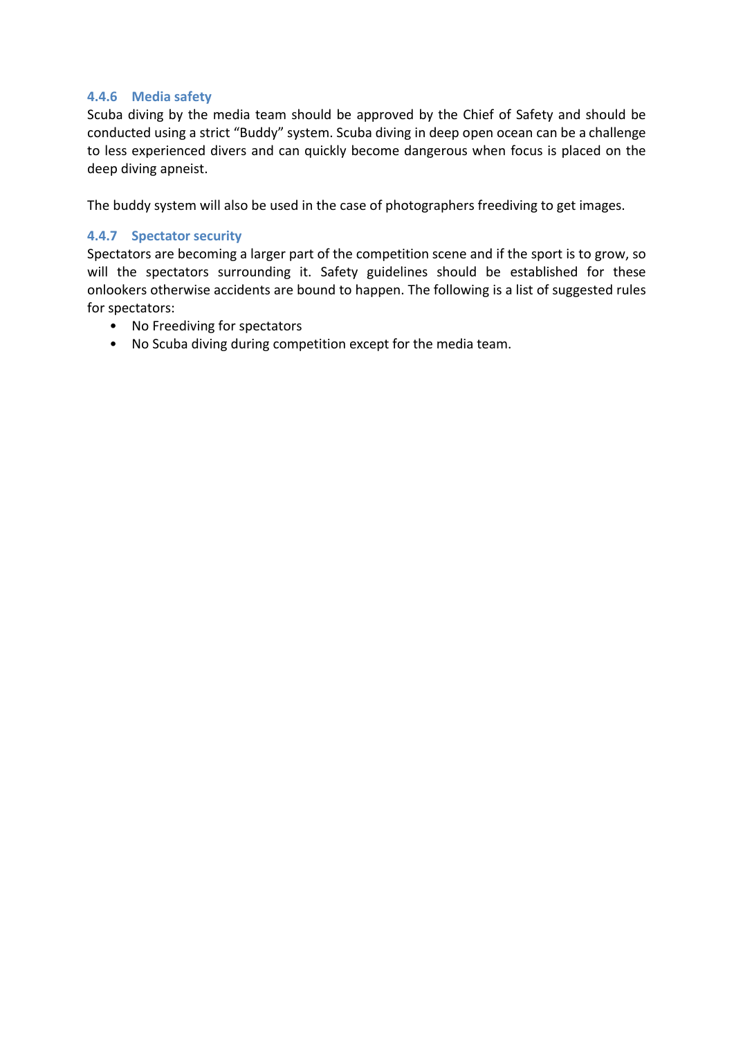### 4.4.6 Media safety

Scuba diving by the media team should be approved by the Chief of Safety and should be conducted using a strict "Buddy" system. Scuba diving in deep open ocean can be a challenge to less experienced divers and can quickly become dangerous when focus is placed on the deep diving apneist.

The buddy system will also be used in the case of photographers freediving to get images.

### 4.4.7 Spectator security

Spectators are becoming a larger part of the competition scene and if the sport is to grow, so will the spectators surrounding it. Safety guidelines should be established for these onlookers otherwise accidents are bound to happen. The following is a list of suggested rules for spectators:

- No Freediving for spectators
- No Scuba diving during competition except for the media team.